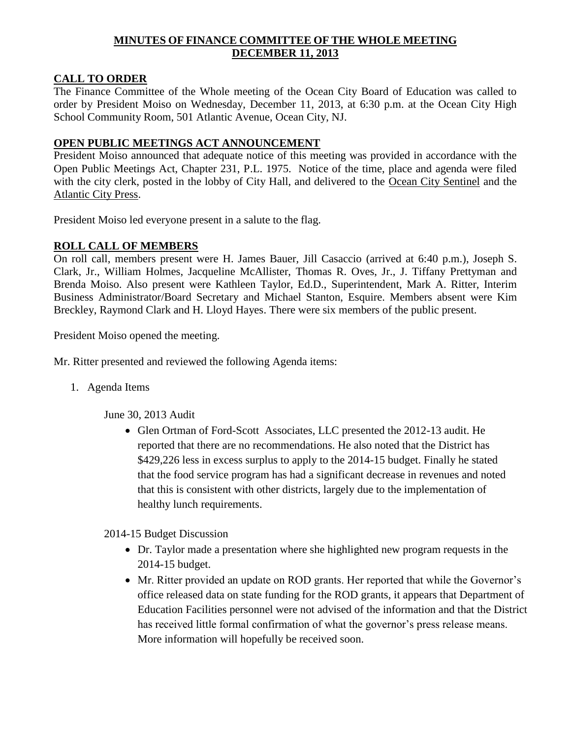# MINUTES OF FINANCE COMMITTEE OF THE WHOLE MEETING
# DECEMBER 11, 2013

## CALL TO ORDER

The Finance Committee of the Whole meeting of the Ocean City Board of Education was called to order by President Moiso on Wednesday, December 11, 2013, at 6:30 p.m. at the Ocean City High School Community Room, 501 Atlantic Avenue, Ocean City, NJ.

## OPEN PUBLIC MEETINGS ACT ANNOUNCEMENT

President Moiso announced that adequate notice of this meeting was provided in accordance with the Open Public Meetings Act, Chapter 231, P.L. 1975. Notice of the time, place and agenda were filed with the city clerk, posted in the lobby of City Hall, and delivered to the Ocean City Sentinel and the Atlantic City Press.

President Moiso led everyone present in a salute to the flag.

## ROLL CALL OF MEMBERS

On roll call, members present were H. James Bauer, Jill Casaccio (arrived at 6:40 p.m.), Joseph S. Clark, Jr., William Holmes, Jacqueline McAllister, Thomas R. Oves, Jr., J. Tiffany Prettyman and Brenda Moiso. Also present were Kathleen Taylor, Ed.D., Superintendent, Mark A. Ritter, Interim Business Administrator/Board Secretary and Michael Stanton, Esquire. Members absent were Kim Breckley, Raymond Clark and H. Lloyd Hayes. There were six members of the public present.

President Moiso opened the meeting.

Mr. Ritter presented and reviewed the following Agenda items:

1. Agenda Items

   June 30, 2013 Audit

   - Glen Ortman of Ford-Scott Associates, LLC presented the 2012-13 audit. He reported that there are no recommendations. He also noted that the District has $429,226 less in excess surplus to apply to the 2014-15 budget. Finally he stated that the food service program has had a significant decrease in revenues and noted that this is consistent with other districts, largely due to the implementation of healthy lunch requirements.

   2014-15 Budget Discussion

   - Dr. Taylor made a presentation where she highlighted new program requests in the 2014-15 budget.
   - Mr. Ritter provided an update on ROD grants. Her reported that while the Governor's office released data on state funding for the ROD grants, it appears that Department of Education Facilities personnel were not advised of the information and that the District has received little formal confirmation of what the governor's press release means. More information will hopefully be received soon.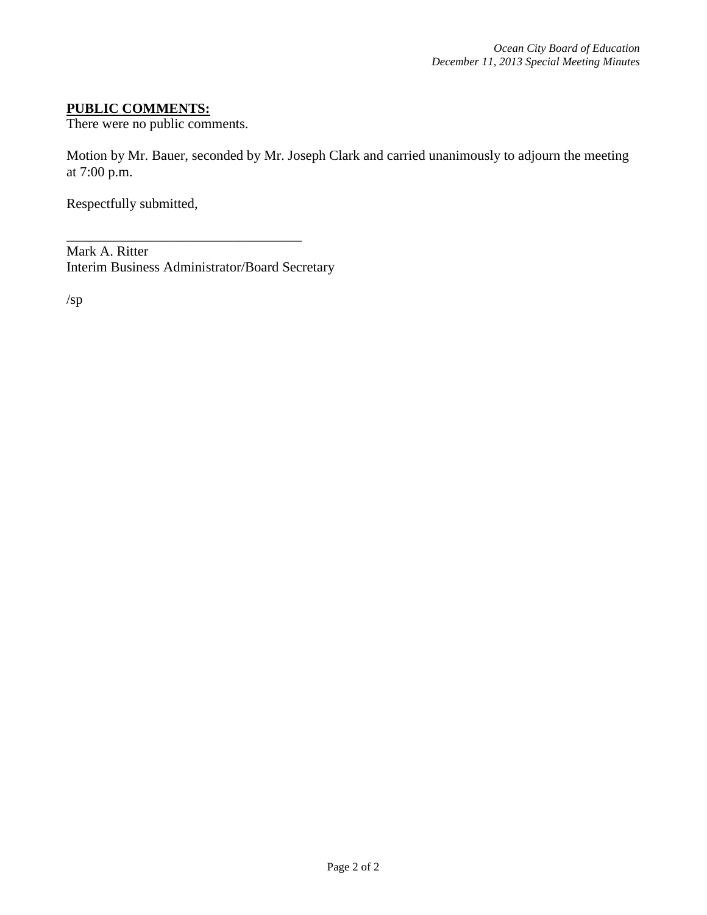**PUBLIC COMMENTS:**

There were no public comments.

Motion by Mr. Bauer, seconded by Mr. Joseph Clark and carried unanimously to adjourn the meeting at 7:00 p.m.

Respectfully submitted,

___________________________________

Mark A. Ritter
Interim Business Administrator/Board Secretary

/sp